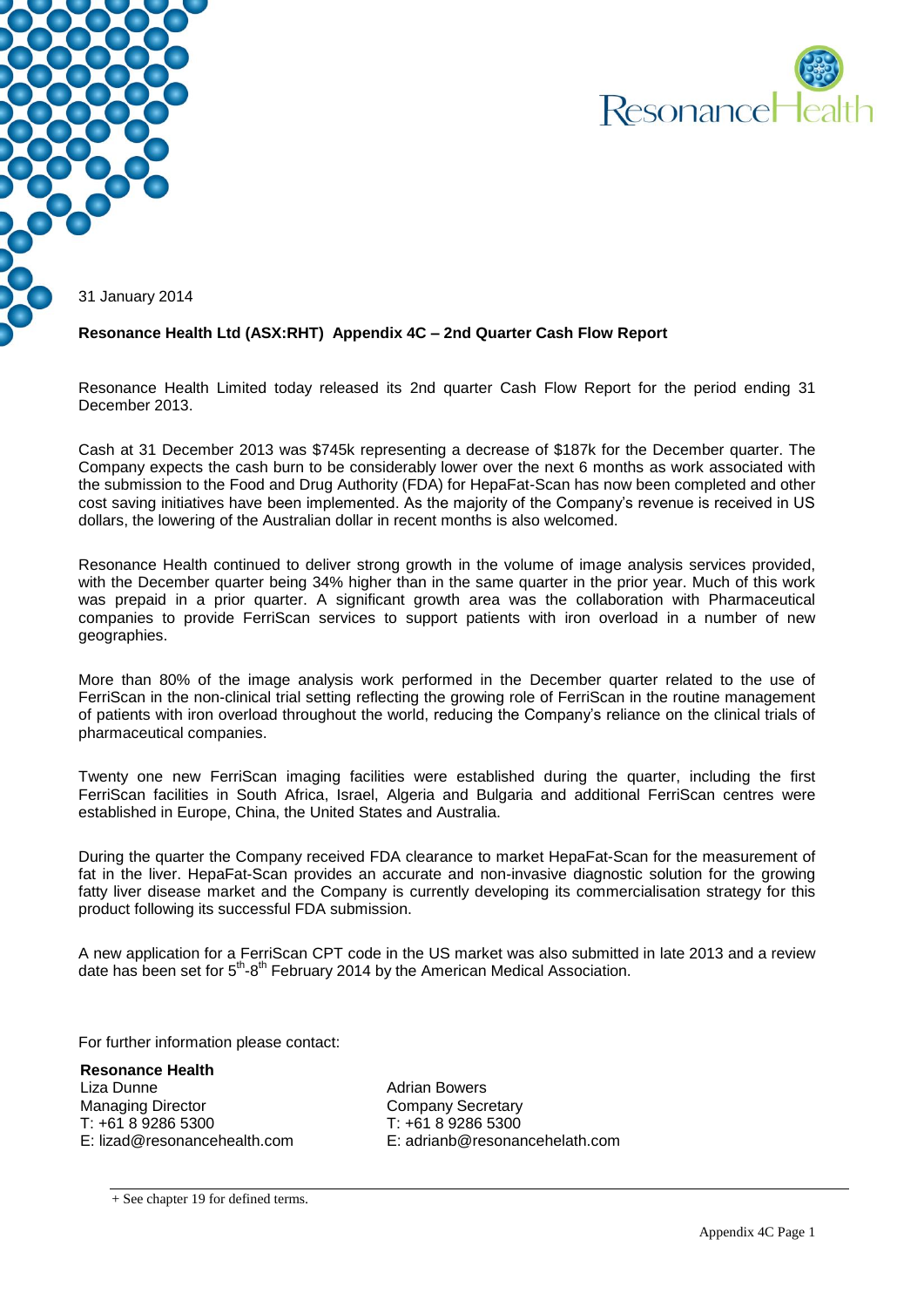31 January 2014

**Resonance Health Ltd (ASX:RHT) Appendix 4C – 2nd Quarter Cash Flow Report**

Resonance Health Limited today released its 2nd quarter Cash Flow Report for the period ending 31 December 2013.

Cash at 31 December 2013 was $745k representing a decrease of $187k for the December quarter. The Company expects the cash burn to be considerably lower over the next 6 months as work associated with the submission to the Food and Drug Authority (FDA) for HepaFat-Scan has now been completed and other cost saving initiatives have been implemented. As the majority of the Company's revenue is received in US dollars, the lowering of the Australian dollar in recent months is also welcomed.

Resonance Health continued to deliver strong growth in the volume of image analysis services provided, with the December quarter being 34% higher than in the same quarter in the prior year. Much of this work was prepaid in a prior quarter. A significant growth area was the collaboration with Pharmaceutical companies to provide FerriScan services to support patients with iron overload in a number of new geographies.

More than 80% of the image analysis work performed in the December quarter related to the use of FerriScan in the non-clinical trial setting reflecting the growing role of FerriScan in the routine management of patients with iron overload throughout the world, reducing the Company's reliance on the clinical trials of pharmaceutical companies.

Twenty one new FerriScan imaging facilities were established during the quarter, including the first FerriScan facilities in South Africa, Israel, Algeria and Bulgaria and additional FerriScan centres were established in Europe, China, the United States and Australia.

During the quarter the Company received FDA clearance to market HepaFat-Scan for the measurement of fat in the liver. HepaFat-Scan provides an accurate and non-invasive diagnostic solution for the growing fatty liver disease market and the Company is currently developing its commercialisation strategy for this product following its successful FDA submission.

A new application for a FerriScan CPT code in the US market was also submitted in late 2013 and a review date has been set for 5th-8th February 2014 by the American Medical Association.

For further information please contact:

**Resonance Health**

Liza Dunne
Managing Director
T: +61 8 9286 5300
E: lizad@resonancehealth.com

Adrian Bowers
Company Secretary
T: +61 8 9286 5300
E: adrianb@resonancehelath.com

+ See chapter 19 for defined terms.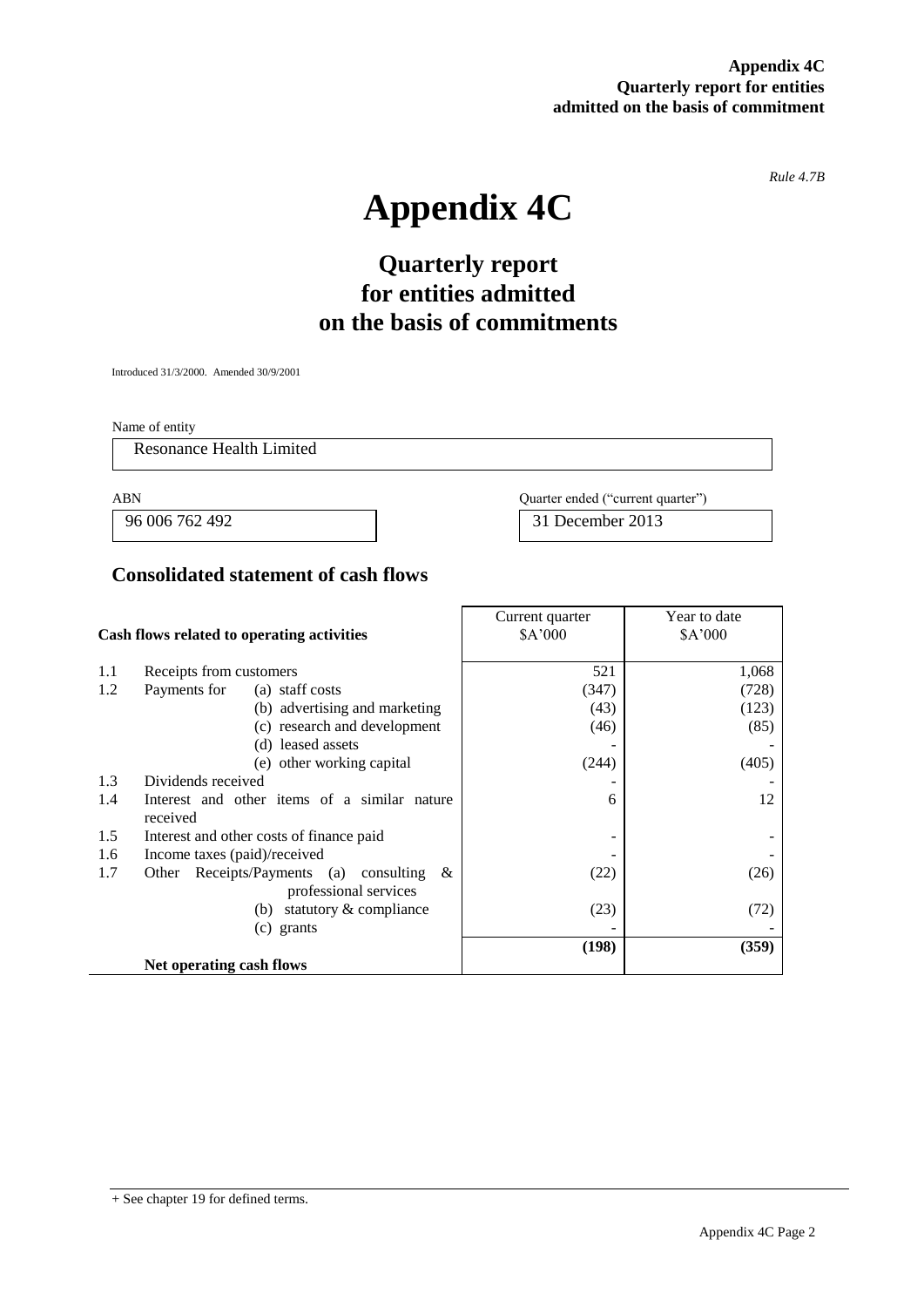# Appendix 4C

## Quarterly report for entities admitted on the basis of commitments

*Rule 4.7B*

Introduced 31/3/2000. Amended 30/9/2001

Name of entity

Resonance Health Limited

| ABN | Quarter ended ("current quarter") |
|---|---|
| 96 006 762 492 | 31 December 2013 |

## Consolidated statement of cash flows

| | Cash flows related to operating activities | Current quarter $A'000 | Year to date $A'000 |
|---|---|---|---|
| 1.1 | Receipts from customers | 521 | 1,068 |
| 1.2 | Payments for (a) staff costs | (347) | (728) |
| | (b) advertising and marketing | (43) | (123) |
| | (c) research and development | (46) | (85) |
| | (d) leased assets | - | - |
| | (e) other working capital | (244) | (405) |
| 1.3 | Dividends received | - | - |
| 1.4 | Interest and other items of a similar nature received | 6 | 12 |
| 1.5 | Interest and other costs of finance paid | - | - |
| 1.6 | Income taxes (paid)/received | - | - |
| 1.7 | Other Receipts/Payments (a) consulting & professional services | (22) | (26) |
| | (b) statutory & compliance | (23) | (72) |
| | (c) grants | - | - |
| | **Net operating cash flows** | **(198)** | **(359)** |

+ See chapter 19 for defined terms.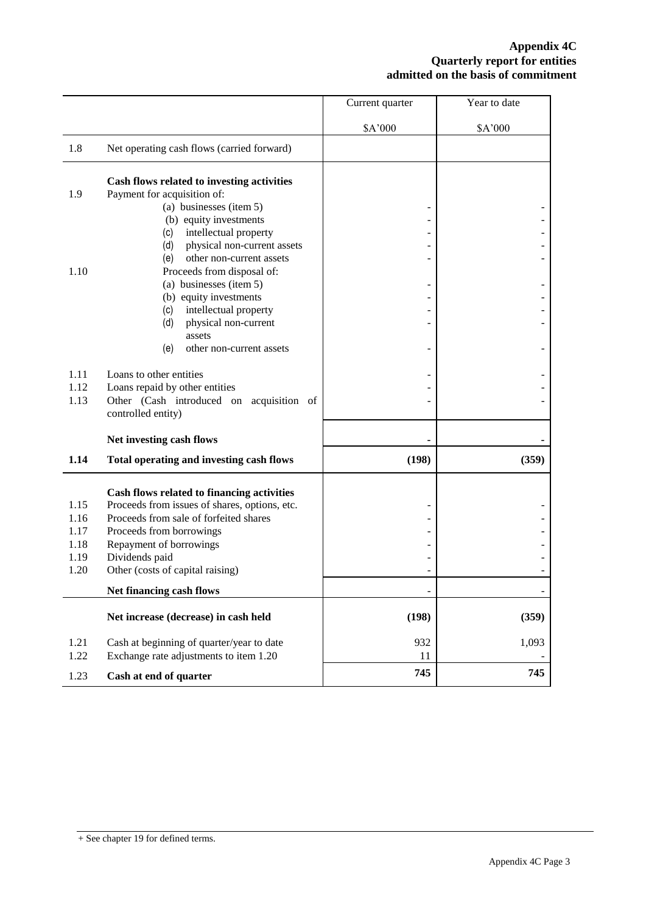| | | Current quarter | Year to date |
|---|---|---|---|
| | | $A'000 | $A'000 |
| 1.8 | Net operating cash flows (carried forward) | | |
| | **Cash flows related to investing activities** | | |
| 1.9 | Payment for acquisition of: | | |
| | (a) businesses (item 5) | - | - |
| | (b) equity investments | - | - |
| | (c) intellectual property | - | - |
| | (d) physical non-current assets | - | - |
| | (e) other non-current assets | - | - |
| 1.10 | Proceeds from disposal of: | | |
| | (a) businesses (item 5) | - | - |
| | (b) equity investments | - | - |
| | (c) intellectual property | - | - |
| | (d) physical non-current assets | - | - |
| | (e) other non-current assets | - | - |
| 1.11 | Loans to other entities | - | - |
| 1.12 | Loans repaid by other entities | - | - |
| 1.13 | Other (Cash introduced on acquisition of controlled entity) | - | - |
| | **Net investing cash flows** | - | - |
| **1.14** | **Total operating and investing cash flows** | **(198)** | **(359)** |
| | **Cash flows related to financing activities** | | |
| 1.15 | Proceeds from issues of shares, options, etc. | - | - |
| 1.16 | Proceeds from sale of forfeited shares | - | - |
| 1.17 | Proceeds from borrowings | - | - |
| 1.18 | Repayment of borrowings | - | - |
| 1.19 | Dividends paid | - | - |
| 1.20 | Other (costs of capital raising) | - | - |
| | **Net financing cash flows** | - | - |
| | **Net increase (decrease) in cash held** | **(198)** | **(359)** |
| 1.21 | Cash at beginning of quarter/year to date | 932 | 1,093 |
| 1.22 | Exchange rate adjustments to item 1.20 | 11 | - |
| 1.23 | **Cash at end of quarter** | **745** | **745** |

+ See chapter 19 for defined terms.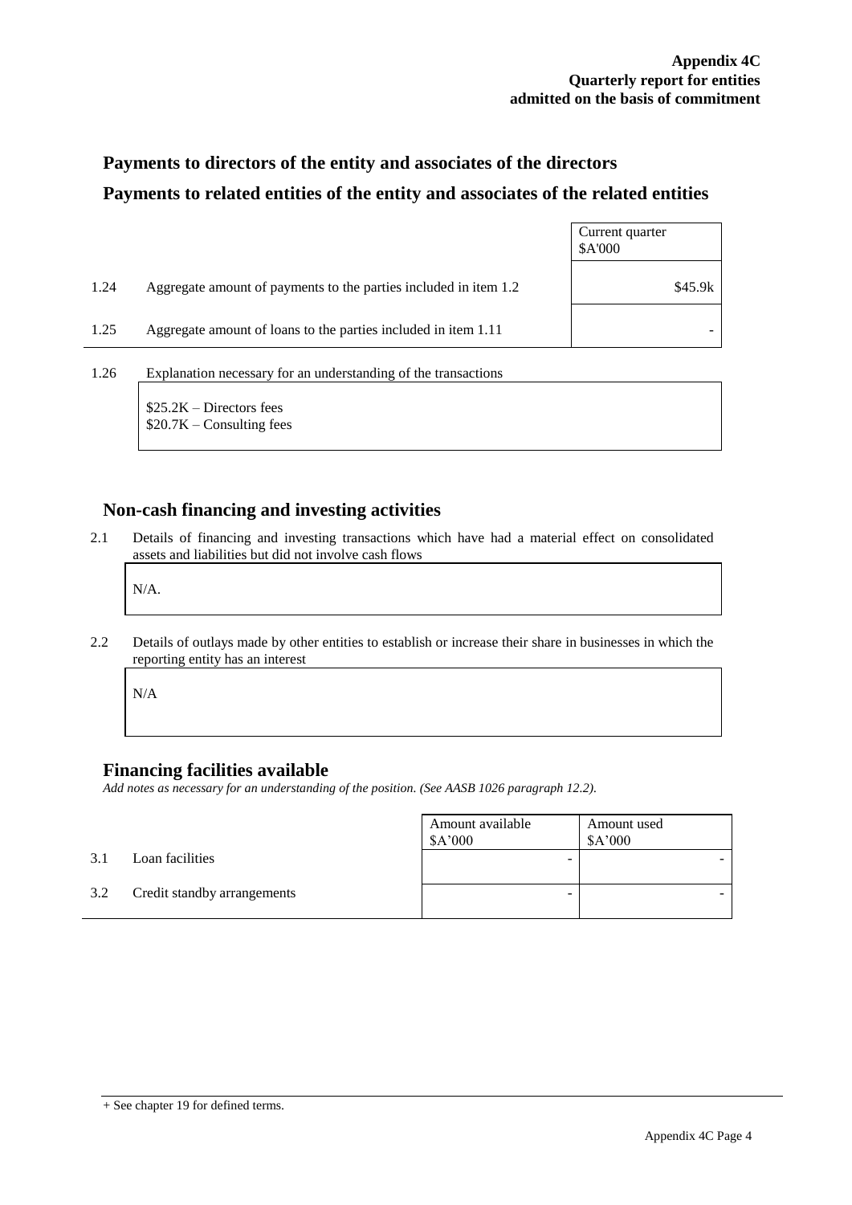## Payments to directors of the entity and associates of the directors

## Payments to related entities of the entity and associates of the related entities

| | | Current quarter $A'000 |
|---|---|---|
| 1.24 | Aggregate amount of payments to the parties included in item 1.2 | $45.9k |
| 1.25 | Aggregate amount of loans to the parties included in item 1.11 | - |

1.26 Explanation necessary for an understanding of the transactions

$25.2K – Directors fees
$20.7K – Consulting fees

## Non-cash financing and investing activities

2.1 Details of financing and investing transactions which have had a material effect on consolidated assets and liabilities but did not involve cash flows

N/A.

2.2 Details of outlays made by other entities to establish or increase their share in businesses in which the reporting entity has an interest

N/A

## Financing facilities available

*Add notes as necessary for an understanding of the position. (See AASB 1026 paragraph 12.2).*

| | | Amount available $A'000 | Amount used $A'000 |
|---|---|---|---|
| 3.1 | Loan facilities | - | - |
| 3.2 | Credit standby arrangements | - | - |

+ See chapter 19 for defined terms.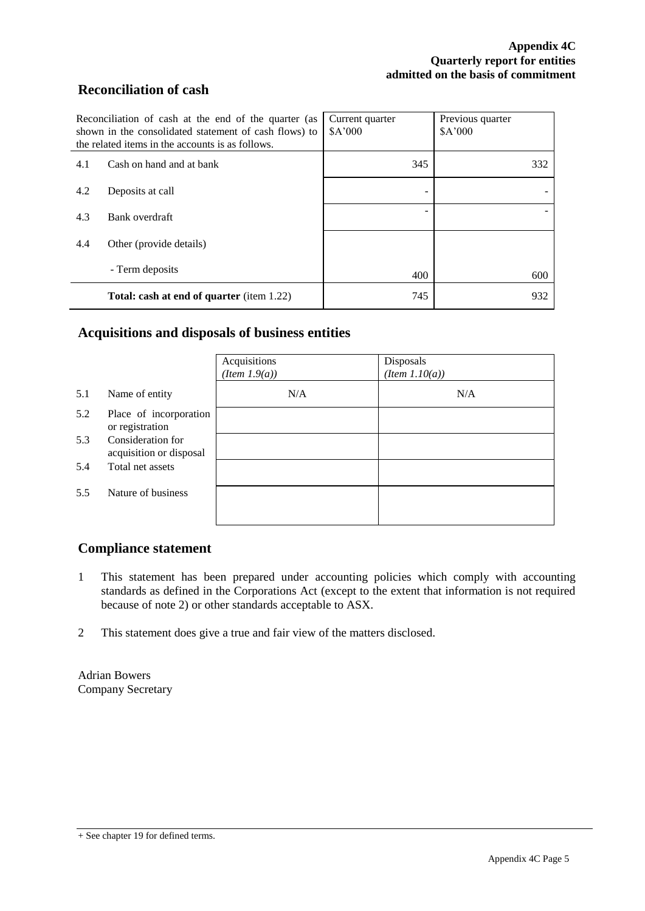## Reconciliation of cash

| Reconciliation of cash at the end of the quarter (as shown in the consolidated statement of cash flows) to the related items in the accounts is as follows. | | Current quarter $A'000 | Previous quarter $A'000 |
|---|---|---|---|
| 4.1 | Cash on hand and at bank | 345 | 332 |
| 4.2 | Deposits at call | - | - |
| 4.3 | Bank overdraft | - | - |
| 4.4 | Other (provide details) | | |
| | - Term deposits | 400 | 600 |
| | **Total: cash at end of quarter** (item 1.22) | 745 | 932 |

## Acquisitions and disposals of business entities

| | | Acquisitions *(Item 1.9(a))* | Disposals *(Item 1.10(a))* |
|---|---|---|---|
| 5.1 | Name of entity | N/A | N/A |
| 5.2 | Place of incorporation or registration | | |
| 5.3 | Consideration for acquisition or disposal | | |
| 5.4 | Total net assets | | |
| 5.5 | Nature of business | | |

## Compliance statement

1. This statement has been prepared under accounting policies which comply with accounting standards as defined in the Corporations Act (except to the extent that information is not required because of note 2) or other standards acceptable to ASX.

2. This statement does give a true and fair view of the matters disclosed.

Adrian Bowers
Company Secretary

+ See chapter 19 for defined terms.